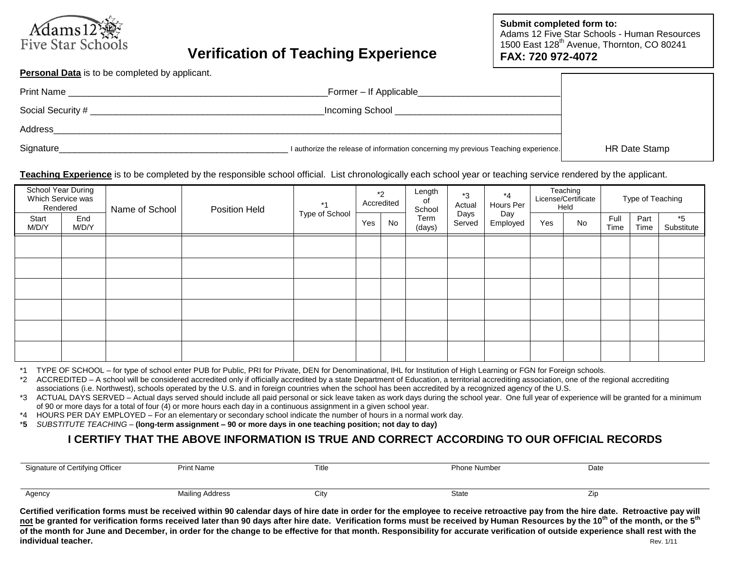Adams 12 Five Star Schools

# Verification of Teaching Experience

**Submit completed form to:**
Adams 12 Five Star Schools - Human Resources
1500 East 128th Avenue, Thornton, CO 80241
**FAX: 720 972-4072**

**Personal Data** is to be completed by applicant.

Print Name ______________________________ Former – If Applicable ______________________________

Social Security # ______________________________ Incoming School ______________________________

Address ______________________________________________________________________

Signature ______________________________ I authorize the release of information concerning my previous Teaching experience.

HR Date Stamp

**Teaching Experience** is to be completed by the responsible school official. List chronologically each school year or teaching service rendered by the applicant.

| School Year During Which Service was Rendered | | Name of School | Position Held | *1 Type of School | *2 Accredited | | Length of School Term (days) | *3 Actual Days Served | *4 Hours Per Day Employed | Teaching License/Certificate Held | | Type of Teaching | | |
|---|---|---|---|---|---|---|---|---|---|---|---|---|---|---|
| Start M/D/Y | End M/D/Y | | | | Yes | No | | | | Yes | No | Full Time | Part Time | *5 Substitute |
| | | | | | | | | | | | | | | |
| | | | | | | | | | | | | | | |
| | | | | | | | | | | | | | | |
| | | | | | | | | | | | | | | |
| | | | | | | | | | | | | | | |
| | | | | | | | | | | | | | | |

*1 TYPE OF SCHOOL – for type of school enter PUB for Public, PRI for Private, DEN for Denominational, IHL for Institution of High Learning or FGN for Foreign schools.

*2 ACCREDITED – A school will be considered accredited only if officially accredited by a state Department of Education, a territorial accrediting association, one of the regional accrediting associations (i.e. Northwest), schools operated by the U.S. and in foreign countries when the school has been accredited by a recognized agency of the U.S.

*3 ACTUAL DAYS SERVED – Actual days served should include all paid personal or sick leave taken as work days during the school year. One full year of experience will be granted for a minimum of 90 or more days for a total of four (4) or more hours each day in a continuous assignment in a given school year.

*4 HOURS PER DAY EMPLOYED – For an elementary or secondary school indicate the number of hours in a normal work day.

***5** *SUBSTITUTE TEACHING* – **(long-term assignment – 90 or more days in one teaching position; not day to day)**

## I CERTIFY THAT THE ABOVE INFORMATION IS TRUE AND CORRECT ACCORDING TO OUR OFFICIAL RECORDS

Signature of Certifying Officer | Print Name | Title | Phone Number | Date

Agency | Mailing Address | City | State | Zip

**Certified verification forms must be received within 90 calendar days of hire date in order for the employee to receive retroactive pay from the hire date. Retroactive pay will not be granted for verification forms received later than 90 days after hire date. Verification forms must be received by Human Resources by the 10th of the month, or the 5th of the month for June and December, in order for the change to be effective for that month. Responsibility for accurate verification of outside experience shall rest with the individual teacher.**

Rev. 1/11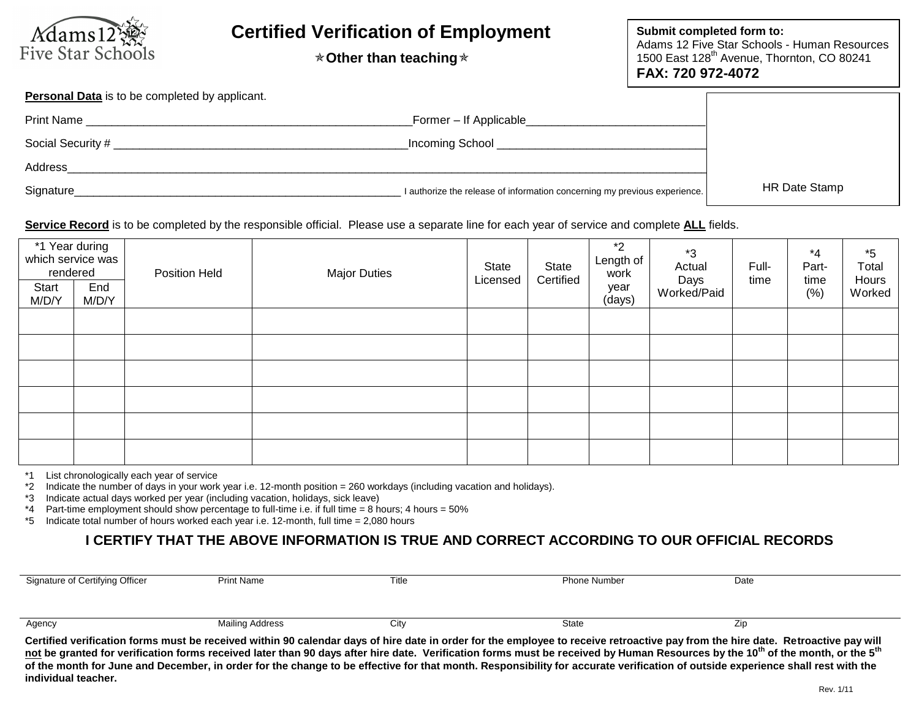Adams 12 Five Star Schools

# Certified Verification of Employment

**Other than teaching**

**Submit completed form to:**
Adams 12 Five Star Schools - Human Resources
1500 East 128th Avenue, Thornton, CO 80241
**FAX: 720 972-4072**

HR Date Stamp

**Personal Data** is to be completed by applicant.

Print Name ____________________________________________ Former – If Applicable ________________________

Social Security # ______________________________________ Incoming School ____________________________

Address ____________________________________________________________________________________

Signature ____________________________________________ I authorize the release of information concerning my previous experience.

**Service Record** is to be completed by the responsible official. Please use a separate line for each year of service and complete **ALL** fields.

| *1 Year during which service was rendered | | Position Held | Major Duties | State Licensed | State Certified | *2 Length of work year (days) | *3 Actual Days Worked/Paid | Full-time | *4 Part-time (%) | *5 Total Hours Worked |
|---|---|---|---|---|---|---|---|---|---|---|
| Start M/D/Y | End M/D/Y | | | | | | | | | |
| | | | | | | | | | | |
| | | | | | | | | | | |
| | | | | | | | | | | |
| | | | | | | | | | | |
| | | | | | | | | | | |
| | | | | | | | | | | |

*1 List chronologically each year of service
*2 Indicate the number of days in your work year i.e. 12-month position = 260 workdays (including vacation and holidays).
*3 Indicate actual days worked per year (including vacation, holidays, sick leave)
*4 Part-time employment should show percentage to full-time i.e. if full time = 8 hours; 4 hours = 50%
*5 Indicate total number of hours worked each year i.e. 12-month, full time = 2,080 hours

**I CERTIFY THAT THE ABOVE INFORMATION IS TRUE AND CORRECT ACCORDING TO OUR OFFICIAL RECORDS**

Signature of Certifying Officer | Print Name | Title | Phone Number | Date

Agency | Mailing Address | City | State | Zip

**Certified verification forms must be received within 90 calendar days of hire date in order for the employee to receive retroactive pay from the hire date. Retroactive pay will not be granted for verification forms received later than 90 days after hire date. Verification forms must be received by Human Resources by the 10th of the month, or the 5th of the month for June and December, in order for the change to be effective for that month. Responsibility for accurate verification of outside experience shall rest with the individual teacher.**

Rev. 1/11